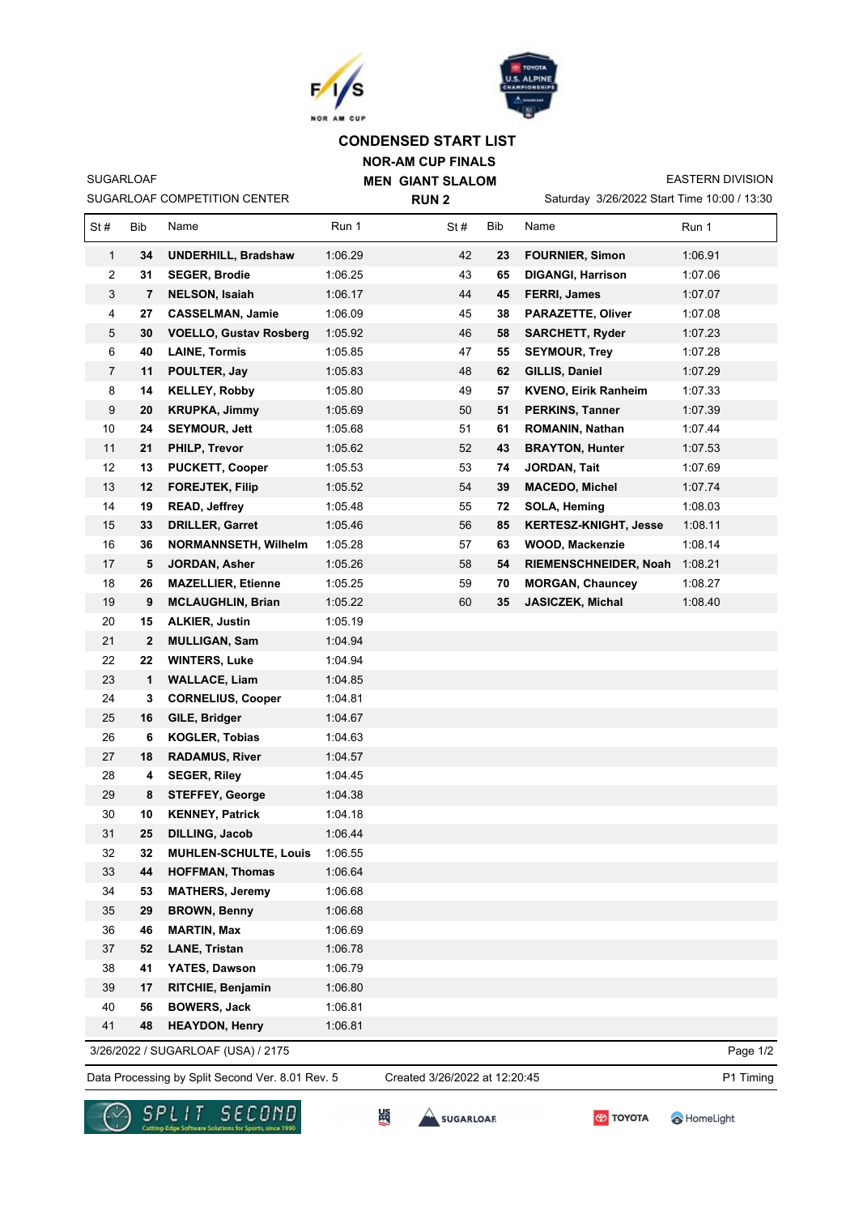# CONDENSED START LIST

## NOR-AM CUP FINALS

## MEN GIANT SLALOM

## RUN 2

SUGARLOAF
SUGARLOAF COMPETITION CENTER

EASTERN DIVISION
Saturday 3/26/2022 Start Time 10:00 / 13:30

| St # | Bib | Name | Run 1 |
|---|---|---|---|
| 1 | **34** | **UNDERHILL, Bradshaw** | 1:06.29 |
| 2 | **31** | **SEGER, Brodie** | 1:06.25 |
| 3 | **7** | **NELSON, Isaiah** | 1:06.17 |
| 4 | **27** | **CASSELMAN, Jamie** | 1:06.09 |
| 5 | **30** | **VOELLO, Gustav Rosberg** | 1:05.92 |
| 6 | **40** | **LAINE, Tormis** | 1:05.85 |
| 7 | **11** | **POULTER, Jay** | 1:05.83 |
| 8 | **14** | **KELLEY, Robby** | 1:05.80 |
| 9 | **20** | **KRUPKA, Jimmy** | 1:05.69 |
| 10 | **24** | **SEYMOUR, Jett** | 1:05.68 |
| 11 | **21** | **PHILP, Trevor** | 1:05.62 |
| 12 | **13** | **PUCKETT, Cooper** | 1:05.53 |
| 13 | **12** | **FOREJTEK, Filip** | 1:05.52 |
| 14 | **19** | **READ, Jeffrey** | 1:05.48 |
| 15 | **33** | **DRILLER, Garret** | 1:05.46 |
| 16 | **36** | **NORMANNSETH, Wilhelm** | 1:05.28 |
| 17 | **5** | **JORDAN, Asher** | 1:05.26 |
| 18 | **26** | **MAZELLIER, Etienne** | 1:05.25 |
| 19 | **9** | **MCLAUGHLIN, Brian** | 1:05.22 |
| 20 | **15** | **ALKIER, Justin** | 1:05.19 |
| 21 | **2** | **MULLIGAN, Sam** | 1:04.94 |
| 22 | **22** | **WINTERS, Luke** | 1:04.94 |
| 23 | **1** | **WALLACE, Liam** | 1:04.85 |
| 24 | **3** | **CORNELIUS, Cooper** | 1:04.81 |
| 25 | **16** | **GILE, Bridger** | 1:04.67 |
| 26 | **6** | **KOGLER, Tobias** | 1:04.63 |
| 27 | **18** | **RADAMUS, River** | 1:04.57 |
| 28 | **4** | **SEGER, Riley** | 1:04.45 |
| 29 | **8** | **STEFFEY, George** | 1:04.38 |
| 30 | **10** | **KENNEY, Patrick** | 1:04.18 |
| 31 | **25** | **DILLING, Jacob** | 1:06.44 |
| 32 | **32** | **MUHLEN-SCHULTE, Louis** | 1:06.55 |
| 33 | **44** | **HOFFMAN, Thomas** | 1:06.64 |
| 34 | **53** | **MATHERS, Jeremy** | 1:06.68 |
| 35 | **29** | **BROWN, Benny** | 1:06.68 |
| 36 | **46** | **MARTIN, Max** | 1:06.69 |
| 37 | **52** | **LANE, Tristan** | 1:06.78 |
| 38 | **41** | **YATES, Dawson** | 1:06.79 |
| 39 | **17** | **RITCHIE, Benjamin** | 1:06.80 |
| 40 | **56** | **BOWERS, Jack** | 1:06.81 |
| 41 | **48** | **HEAYDON, Henry** | 1:06.81 |
| 42 | **23** | **FOURNIER, Simon** | 1:06.91 |
| 43 | **65** | **DIGANGI, Harrison** | 1:07.06 |
| 44 | **45** | **FERRI, James** | 1:07.07 |
| 45 | **38** | **PARAZETTE, Oliver** | 1:07.08 |
| 46 | **58** | **SARCHETT, Ryder** | 1:07.23 |
| 47 | **55** | **SEYMOUR, Trey** | 1:07.28 |
| 48 | **62** | **GILLIS, Daniel** | 1:07.29 |
| 49 | **57** | **KVENO, Eirik Ranheim** | 1:07.33 |
| 50 | **51** | **PERKINS, Tanner** | 1:07.39 |
| 51 | **61** | **ROMANIN, Nathan** | 1:07.44 |
| 52 | **43** | **BRAYTON, Hunter** | 1:07.53 |
| 53 | **74** | **JORDAN, Tait** | 1:07.69 |
| 54 | **39** | **MACEDO, Michel** | 1:07.74 |
| 55 | **72** | **SOLA, Heming** | 1:08.03 |
| 56 | **85** | **KERTESZ-KNIGHT, Jesse** | 1:08.11 |
| 57 | **63** | **WOOD, Mackenzie** | 1:08.14 |
| 58 | **54** | **RIEMENSCHNEIDER, Noah** | 1:08.21 |
| 59 | **70** | **MORGAN, Chauncey** | 1:08.27 |
| 60 | **35** | **JASICZEK, Michal** | 1:08.40 |

3/26/2022 / SUGARLOAF (USA) / 2175

Data Processing by Split Second Ver. 8.01 Rev. 5 — Created 3/26/2022 at 12:20:45 — P1 Timing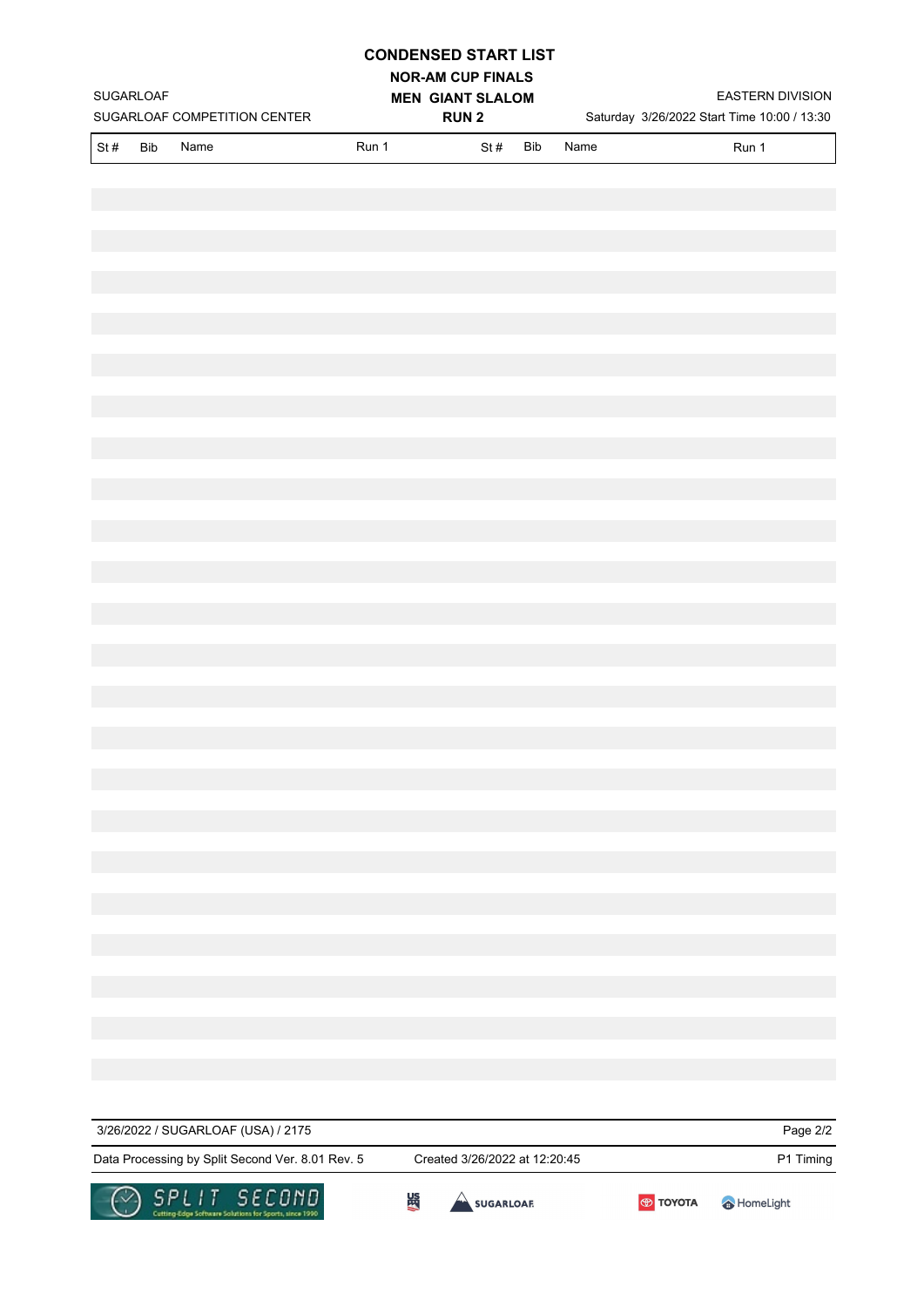# CONDENSED START LIST

## NOR-AM CUP FINALS

## MEN GIANT SLALOM

## RUN 2

SUGARLOAF

SUGARLOAF COMPETITION CENTER

EASTERN DIVISION

Saturday 3/26/2022 Start Time 10:00 / 13:30

| St # | Bib | Name | Run 1 | St # | Bib | Name | Run 1 |
|---|---|---|---|---|---|---|---|

3/26/2022 / SUGARLOAF (USA) / 2175

Data Processing by Split Second Ver. 8.01 Rev. 5

Created 3/26/2022 at 12:20:45

P1 Timing